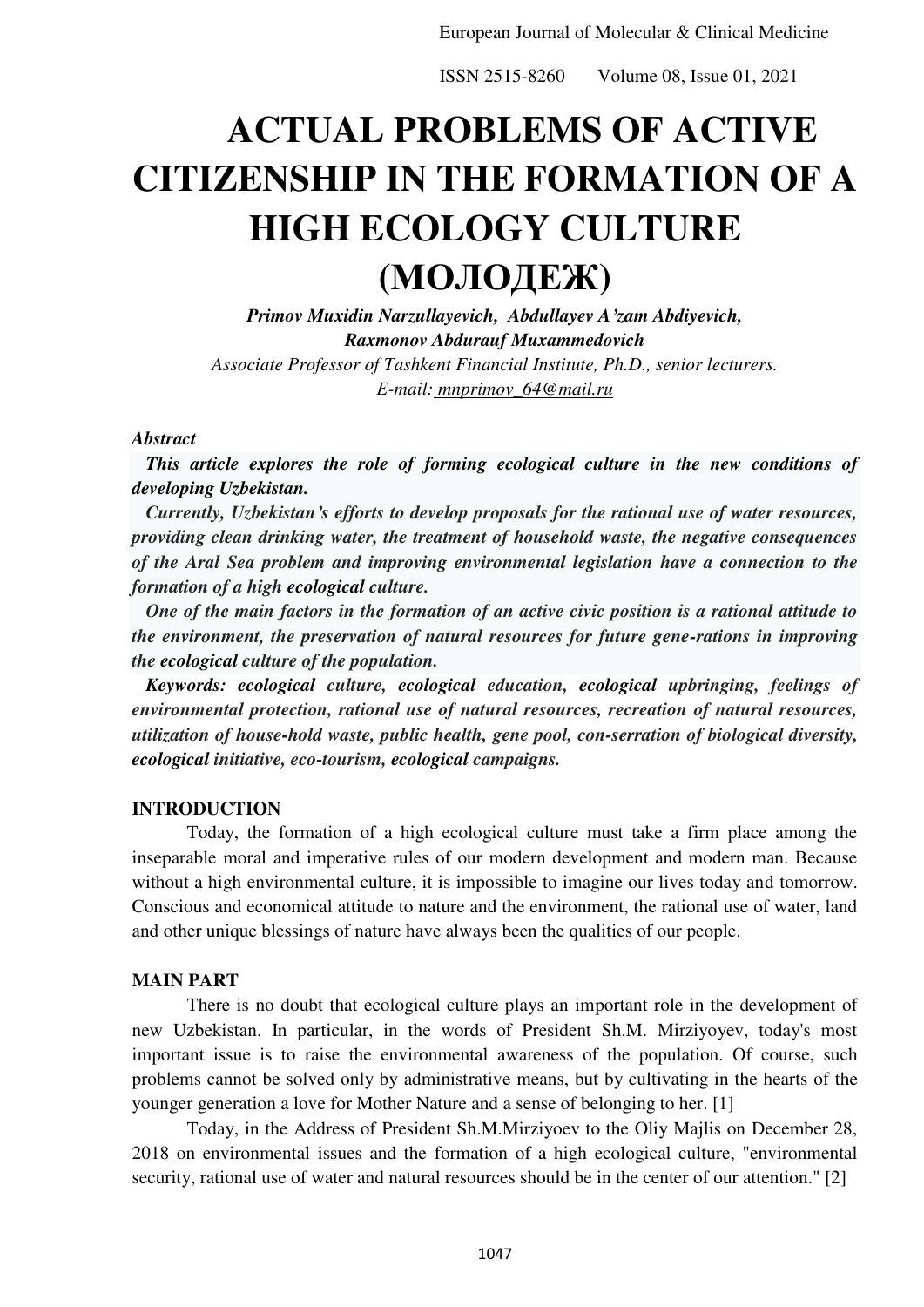# ACTUAL PROBLEMS OF ACTIVE CITIZENSHIP IN THE FORMATION OF A HIGH ECOLOGY CULTURE (МОЛОДЕЖ)

***Primov Muxidin Narzullayevich, Abdullayev A'zam Abdiyevich, Raxmonov Abdurauf Muxammedovich***

*Associate Professor of Tashkent Financial Institute, Ph.D., senior lecturers.*

*E-mail: mnprimov_64@mail.ru*

***Abstract***

***This article explores the role of forming ecological culture in the new conditions of developing Uzbekistan.***

***Currently, Uzbekistan's efforts to develop proposals for the rational use of water resources, providing clean drinking water, the treatment of household waste, the negative consequences of the Aral Sea problem and improving environmental legislation have a connection to the formation of a high ecological culture.***

***One of the main factors in the formation of an active civic position is a rational attitude to the environment, the preservation of natural resources for future gene-rations in improving the ecological culture of the population.***

***Keywords: ecological culture, ecological education, ecological upbringing, feelings of environmental protection, rational use of natural resources, recreation of natural resources, utilization of house-hold waste, public health, gene pool, con-serration of biological diversity, ecological initiative, eco-tourism, ecological campaigns.***

## INTRODUCTION

Today, the formation of a high ecological culture must take a firm place among the inseparable moral and imperative rules of our modern development and modern man. Because without a high environmental culture, it is impossible to imagine our lives today and tomorrow. Conscious and economical attitude to nature and the environment, the rational use of water, land and other unique blessings of nature have always been the qualities of our people.

## MAIN PART

There is no doubt that ecological culture plays an important role in the development of new Uzbekistan. In particular, in the words of President Sh.M. Mirziyoyev, today's most important issue is to raise the environmental awareness of the population. Of course, such problems cannot be solved only by administrative means, but by cultivating in the hearts of the younger generation a love for Mother Nature and a sense of belonging to her. [1]

Today, in the Address of President Sh.M.Mirziyoev to the Oliy Majlis on December 28, 2018 on environmental issues and the formation of a high ecological culture, "environmental security, rational use of water and natural resources should be in the center of our attention." [2]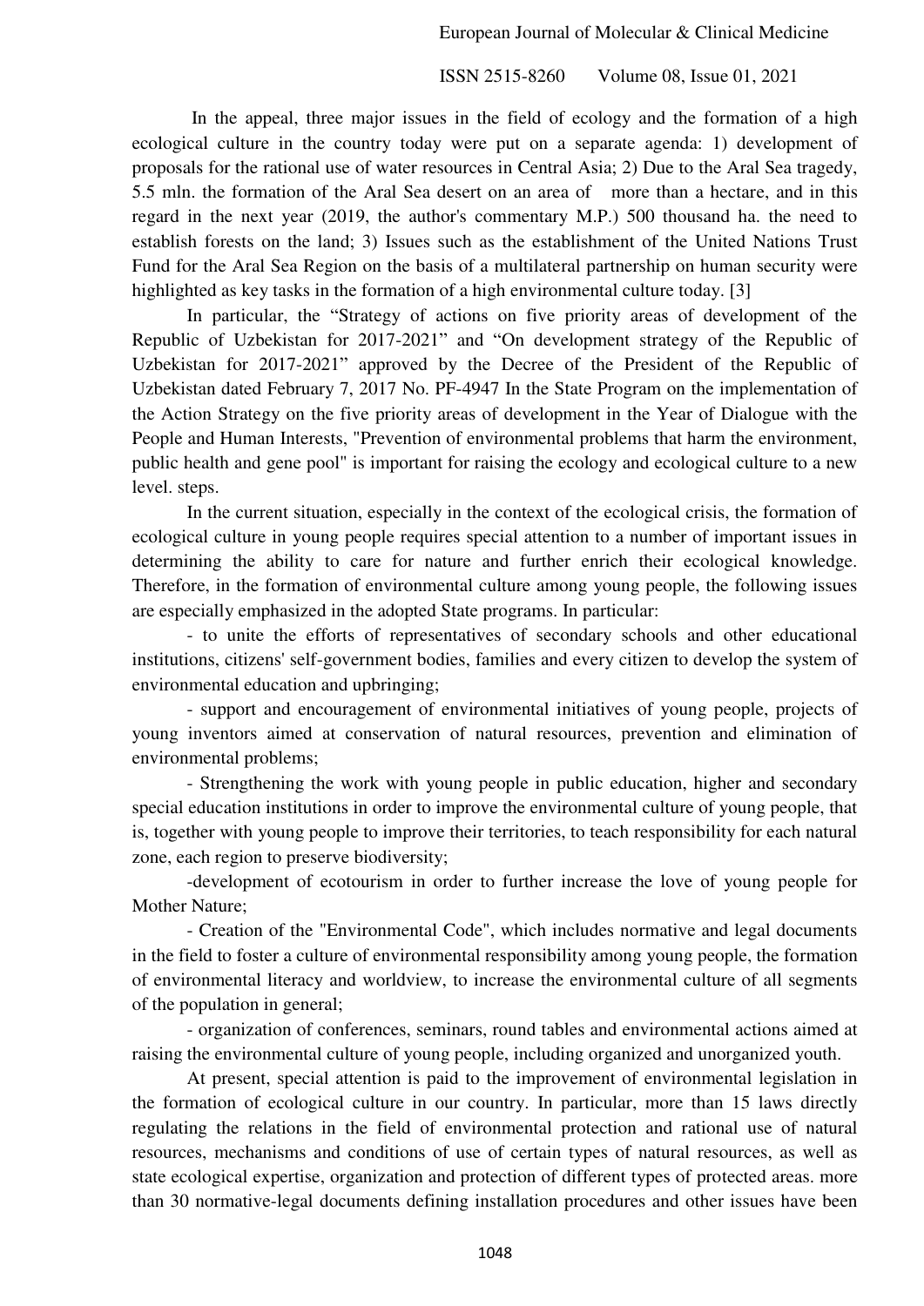In the appeal, three major issues in the field of ecology and the formation of a high ecological culture in the country today were put on a separate agenda: 1) development of proposals for the rational use of water resources in Central Asia; 2) Due to the Aral Sea tragedy, 5.5 mln. the formation of the Aral Sea desert on an area of more than a hectare, and in this regard in the next year (2019, the author's commentary M.P.) 500 thousand ha. the need to establish forests on the land; 3) Issues such as the establishment of the United Nations Trust Fund for the Aral Sea Region on the basis of a multilateral partnership on human security were highlighted as key tasks in the formation of a high environmental culture today. [3]

In particular, the "Strategy of actions on five priority areas of development of the Republic of Uzbekistan for 2017-2021" and "On development strategy of the Republic of Uzbekistan for 2017-2021" approved by the Decree of the President of the Republic of Uzbekistan dated February 7, 2017 No. PF-4947 In the State Program on the implementation of the Action Strategy on the five priority areas of development in the Year of Dialogue with the People and Human Interests, "Prevention of environmental problems that harm the environment, public health and gene pool" is important for raising the ecology and ecological culture to a new level. steps.

In the current situation, especially in the context of the ecological crisis, the formation of ecological culture in young people requires special attention to a number of important issues in determining the ability to care for nature and further enrich their ecological knowledge. Therefore, in the formation of environmental culture among young people, the following issues are especially emphasized in the adopted State programs. In particular:

- to unite the efforts of representatives of secondary schools and other educational institutions, citizens' self-government bodies, families and every citizen to develop the system of environmental education and upbringing;
- support and encouragement of environmental initiatives of young people, projects of young inventors aimed at conservation of natural resources, prevention and elimination of environmental problems;
- Strengthening the work with young people in public education, higher and secondary special education institutions in order to improve the environmental culture of young people, that is, together with young people to improve their territories, to teach responsibility for each natural zone, each region to preserve biodiversity;
- development of ecotourism in order to further increase the love of young people for Mother Nature;
- Creation of the "Environmental Code", which includes normative and legal documents in the field to foster a culture of environmental responsibility among young people, the formation of environmental literacy and worldview, to increase the environmental culture of all segments of the population in general;
- organization of conferences, seminars, round tables and environmental actions aimed at raising the environmental culture of young people, including organized and unorganized youth.

At present, special attention is paid to the improvement of environmental legislation in the formation of ecological culture in our country. In particular, more than 15 laws directly regulating the relations in the field of environmental protection and rational use of natural resources, mechanisms and conditions of use of certain types of natural resources, as well as state ecological expertise, organization and protection of different types of protected areas. more than 30 normative-legal documents defining installation procedures and other issues have been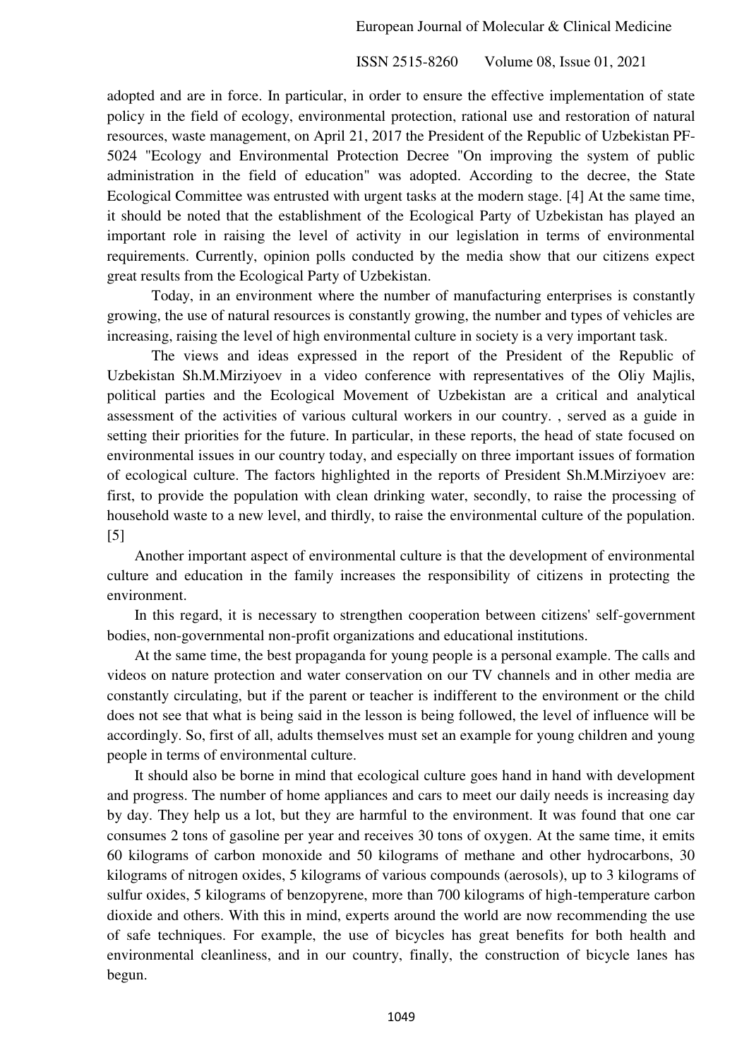adopted and are in force. In particular, in order to ensure the effective implementation of state policy in the field of ecology, environmental protection, rational use and restoration of natural resources, waste management, on April 21, 2017 the President of the Republic of Uzbekistan PF-5024 "Ecology and Environmental Protection Decree "On improving the system of public administration in the field of education" was adopted. According to the decree, the State Ecological Committee was entrusted with urgent tasks at the modern stage. [4] At the same time, it should be noted that the establishment of the Ecological Party of Uzbekistan has played an important role in raising the level of activity in our legislation in terms of environmental requirements. Currently, opinion polls conducted by the media show that our citizens expect great results from the Ecological Party of Uzbekistan.

Today, in an environment where the number of manufacturing enterprises is constantly growing, the use of natural resources is constantly growing, the number and types of vehicles are increasing, raising the level of high environmental culture in society is a very important task.

The views and ideas expressed in the report of the President of the Republic of Uzbekistan Sh.M.Mirziyoev in a video conference with representatives of the Oliy Majlis, political parties and the Ecological Movement of Uzbekistan are a critical and analytical assessment of the activities of various cultural workers in our country. , served as a guide in setting their priorities for the future. In particular, in these reports, the head of state focused on environmental issues in our country today, and especially on three important issues of formation of ecological culture. The factors highlighted in the reports of President Sh.M.Mirziyoev are: first, to provide the population with clean drinking water, secondly, to raise the processing of household waste to a new level, and thirdly, to raise the environmental culture of the population. [5]

Another important aspect of environmental culture is that the development of environmental culture and education in the family increases the responsibility of citizens in protecting the environment.

In this regard, it is necessary to strengthen cooperation between citizens' self-government bodies, non-governmental non-profit organizations and educational institutions.

At the same time, the best propaganda for young people is a personal example. The calls and videos on nature protection and water conservation on our TV channels and in other media are constantly circulating, but if the parent or teacher is indifferent to the environment or the child does not see that what is being said in the lesson is being followed, the level of influence will be accordingly. So, first of all, adults themselves must set an example for young children and young people in terms of environmental culture.

It should also be borne in mind that ecological culture goes hand in hand with development and progress. The number of home appliances and cars to meet our daily needs is increasing day by day. They help us a lot, but they are harmful to the environment. It was found that one car consumes 2 tons of gasoline per year and receives 30 tons of oxygen. At the same time, it emits 60 kilograms of carbon monoxide and 50 kilograms of methane and other hydrocarbons, 30 kilograms of nitrogen oxides, 5 kilograms of various compounds (aerosols), up to 3 kilograms of sulfur oxides, 5 kilograms of benzopyrene, more than 700 kilograms of high-temperature carbon dioxide and others. With this in mind, experts around the world are now recommending the use of safe techniques. For example, the use of bicycles has great benefits for both health and environmental cleanliness, and in our country, finally, the construction of bicycle lanes has begun.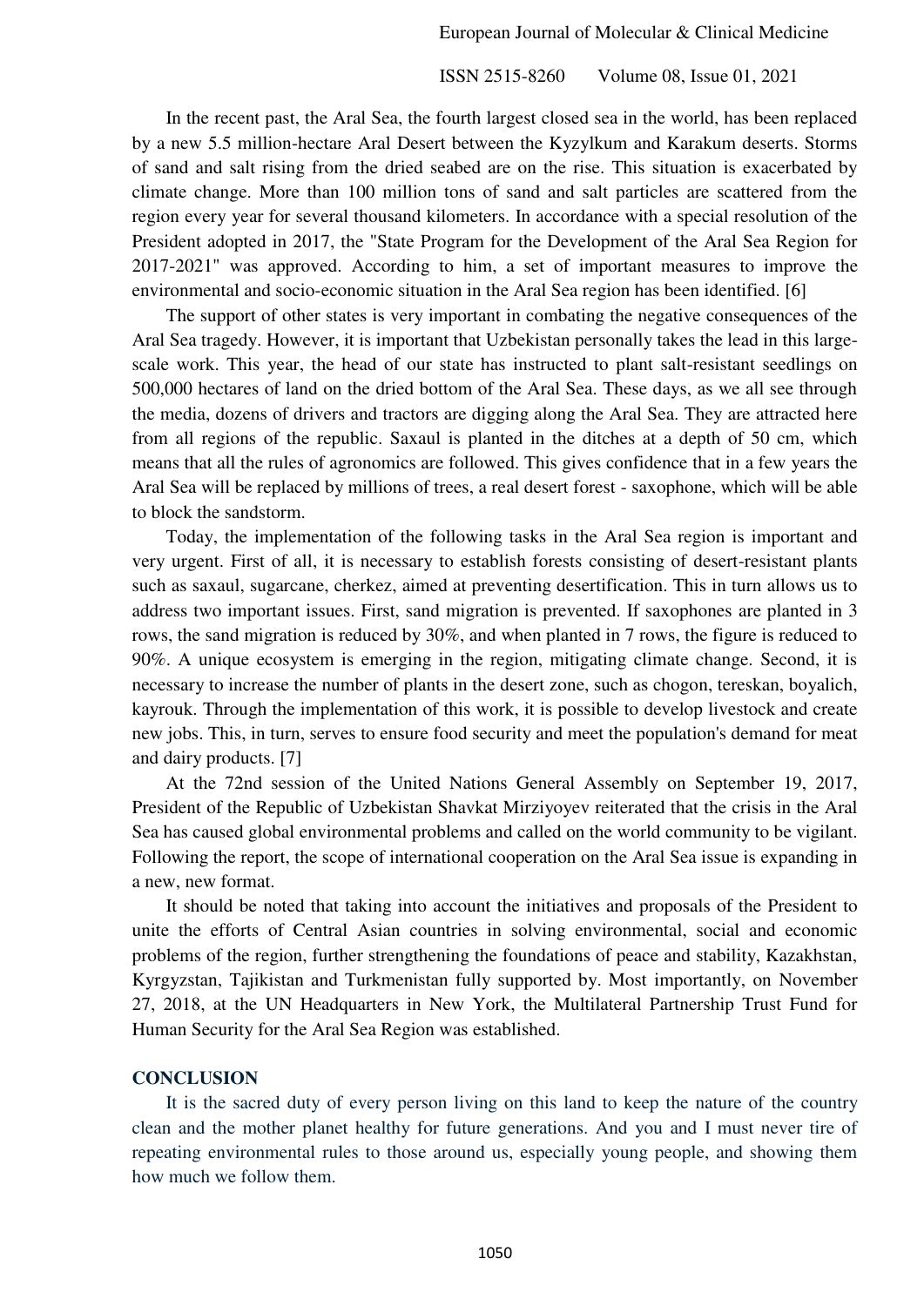In the recent past, the Aral Sea, the fourth largest closed sea in the world, has been replaced by a new 5.5 million-hectare Aral Desert between the Kyzylkum and Karakum deserts. Storms of sand and salt rising from the dried seabed are on the rise. This situation is exacerbated by climate change. More than 100 million tons of sand and salt particles are scattered from the region every year for several thousand kilometers. In accordance with a special resolution of the President adopted in 2017, the "State Program for the Development of the Aral Sea Region for 2017-2021" was approved. According to him, a set of important measures to improve the environmental and socio-economic situation in the Aral Sea region has been identified. [6]

The support of other states is very important in combating the negative consequences of the Aral Sea tragedy. However, it is important that Uzbekistan personally takes the lead in this large-scale work. This year, the head of our state has instructed to plant salt-resistant seedlings on 500,000 hectares of land on the dried bottom of the Aral Sea. These days, as we all see through the media, dozens of drivers and tractors are digging along the Aral Sea. They are attracted here from all regions of the republic. Saxaul is planted in the ditches at a depth of 50 cm, which means that all the rules of agronomics are followed. This gives confidence that in a few years the Aral Sea will be replaced by millions of trees, a real desert forest - saxophone, which will be able to block the sandstorm.

Today, the implementation of the following tasks in the Aral Sea region is important and very urgent. First of all, it is necessary to establish forests consisting of desert-resistant plants such as saxaul, sugarcane, cherkez, aimed at preventing desertification. This in turn allows us to address two important issues. First, sand migration is prevented. If saxophones are planted in 3 rows, the sand migration is reduced by 30%, and when planted in 7 rows, the figure is reduced to 90%. A unique ecosystem is emerging in the region, mitigating climate change. Second, it is necessary to increase the number of plants in the desert zone, such as chogon, tereskan, boyalich, kayrouk. Through the implementation of this work, it is possible to develop livestock and create new jobs. This, in turn, serves to ensure food security and meet the population's demand for meat and dairy products. [7]

At the 72nd session of the United Nations General Assembly on September 19, 2017, President of the Republic of Uzbekistan Shavkat Mirziyoyev reiterated that the crisis in the Aral Sea has caused global environmental problems and called on the world community to be vigilant. Following the report, the scope of international cooperation on the Aral Sea issue is expanding in a new, new format.

It should be noted that taking into account the initiatives and proposals of the President to unite the efforts of Central Asian countries in solving environmental, social and economic problems of the region, further strengthening the foundations of peace and stability, Kazakhstan, Kyrgyzstan, Tajikistan and Turkmenistan fully supported by. Most importantly, on November 27, 2018, at the UN Headquarters in New York, the Multilateral Partnership Trust Fund for Human Security for the Aral Sea Region was established.

## CONCLUSION

It is the sacred duty of every person living on this land to keep the nature of the country clean and the mother planet healthy for future generations. And you and I must never tire of repeating environmental rules to those around us, especially young people, and showing them how much we follow them.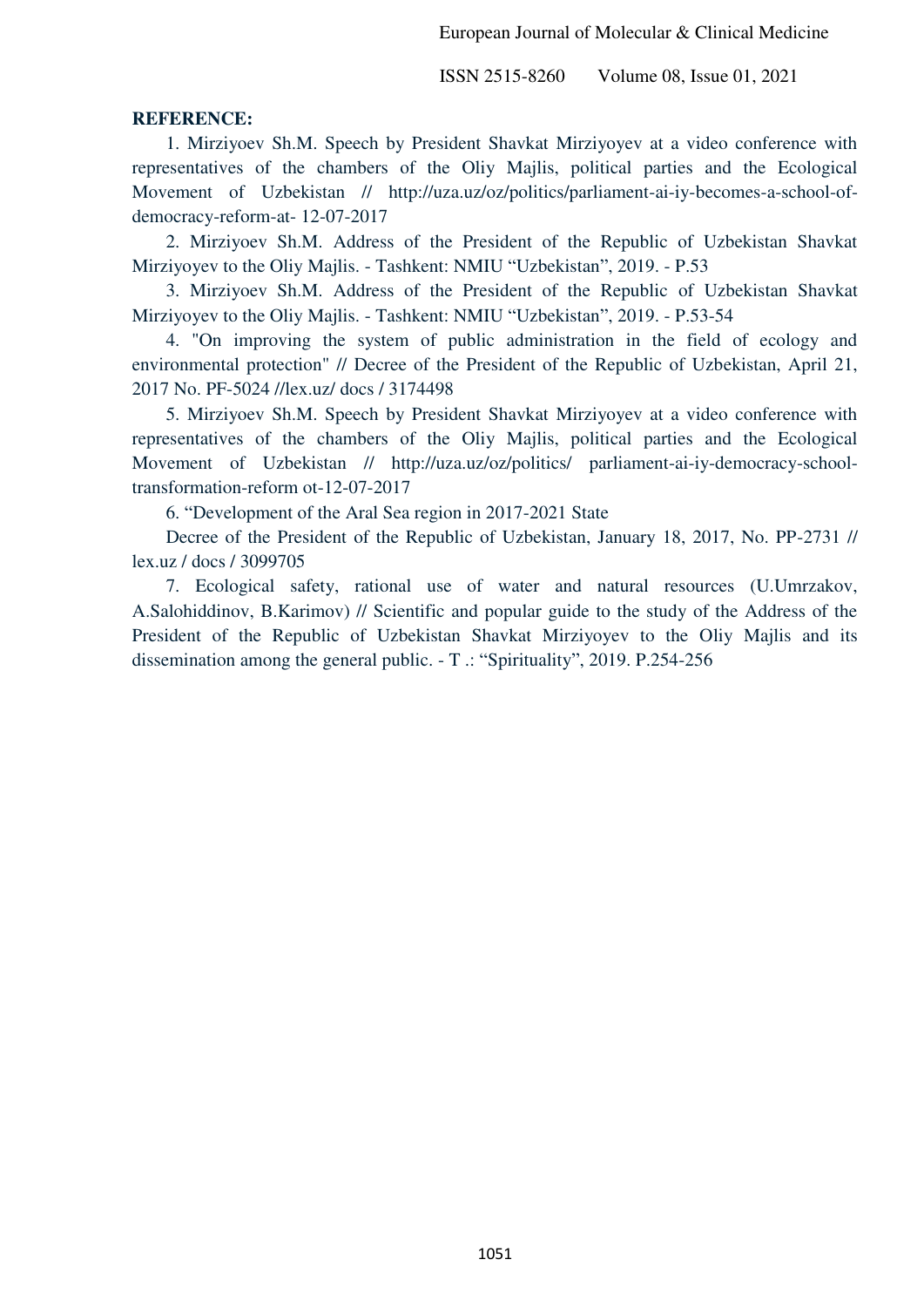**REFERENCE:**

1. Mirziyoev Sh.M. Speech by President Shavkat Mirziyoyev at a video conference with representatives of the chambers of the Oliy Majlis, political parties and the Ecological Movement of Uzbekistan // http://uza.uz/oz/politics/parliament-ai-iy-becomes-a-school-of-democracy-reform-at- 12-07-2017

2. Mirziyoev Sh.M. Address of the President of the Republic of Uzbekistan Shavkat Mirziyoyev to the Oliy Majlis. - Tashkent: NMIU "Uzbekistan", 2019. - P.53

3. Mirziyoev Sh.M. Address of the President of the Republic of Uzbekistan Shavkat Mirziyoyev to the Oliy Majlis. - Tashkent: NMIU "Uzbekistan", 2019. - P.53-54

4. "On improving the system of public administration in the field of ecology and environmental protection" // Decree of the President of the Republic of Uzbekistan, April 21, 2017 No. PF-5024 //lex.uz/ docs / 3174498

5. Mirziyoev Sh.M. Speech by President Shavkat Mirziyoyev at a video conference with representatives of the chambers of the Oliy Majlis, political parties and the Ecological Movement of Uzbekistan // http://uza.uz/oz/politics/ parliament-ai-iy-democracy-school-transformation-reform ot-12-07-2017

6. "Development of the Aral Sea region in 2017-2021 State

Decree of the President of the Republic of Uzbekistan, January 18, 2017, No. PP-2731 // lex.uz / docs / 3099705

7. Ecological safety, rational use of water and natural resources (U.Umrzakov, A.Salohiddinov, B.Karimov) // Scientific and popular guide to the study of the Address of the President of the Republic of Uzbekistan Shavkat Mirziyoyev to the Oliy Majlis and its dissemination among the general public. - T .: "Spirituality", 2019. P.254-256